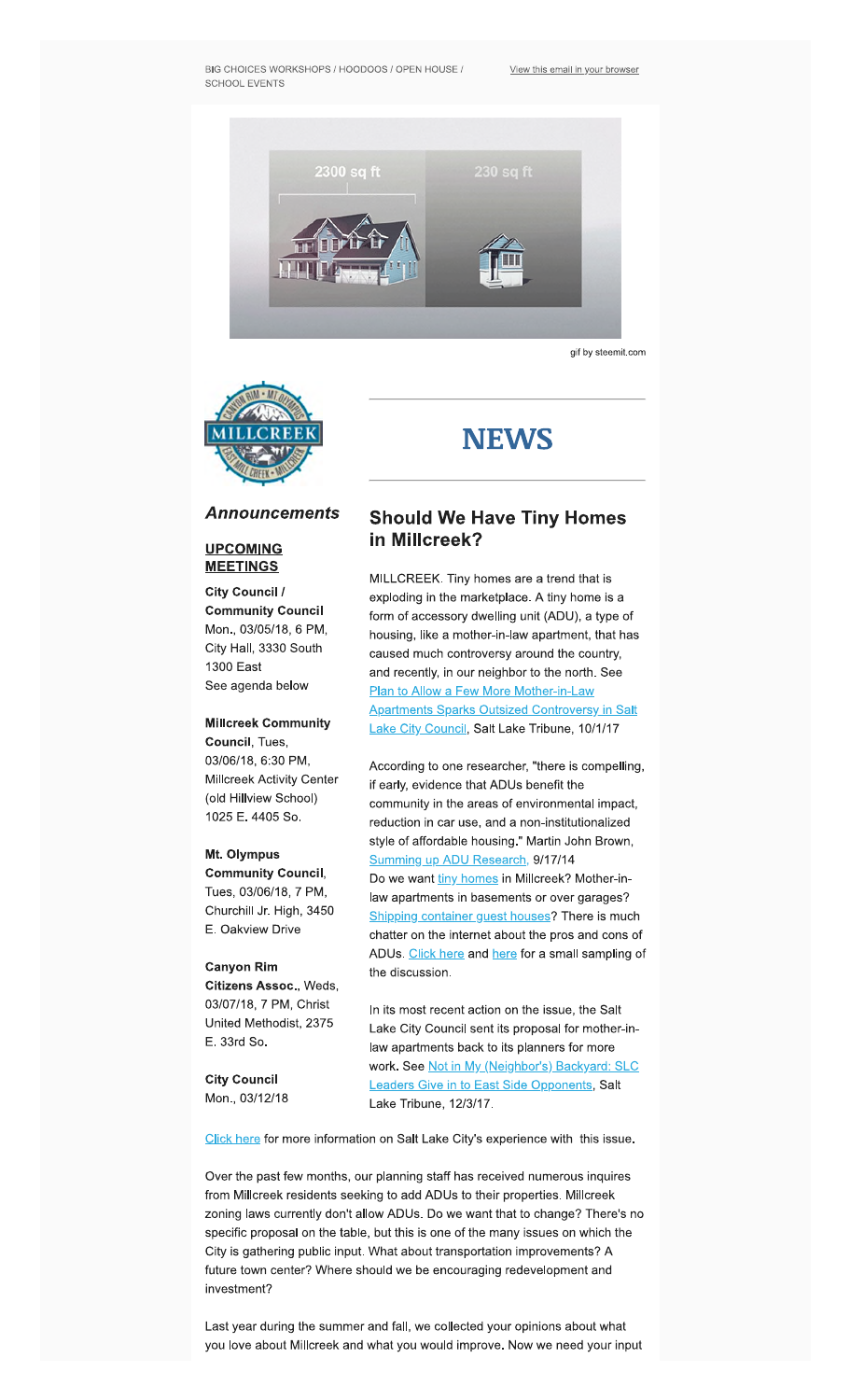BIG CHOICES WORKSHOPS / HOODOOS / OPEN HOUSE / SCHOOL EVENTS

View this email in your browser

gif by steemit.com

# NEWS

## *Announcements*

### UPCOMING MEETINGS

**City Council / Community Council**
Mon., 03/05/18, 6 PM,
City Hall, 3330 South 1300 East
See agenda below

**Millcreek Community Council**, Tues, 03/06/18, 6:30 PM,
Millcreek Activity Center (old Hillview School)
1025 E. 4405 So.

**Mt. Olympus Community Council**, Tues, 03/06/18, 7 PM,
Churchill Jr. High, 3450 E. Oakview Drive

**Canyon Rim Citizens Assoc.**, Weds, 03/07/18, 7 PM, Christ United Methodist, 2375 E. 33rd So.

**City Council**
Mon., 03/12/18

## Should We Have Tiny Homes in Millcreek?

MILLCREEK. Tiny homes are a trend that is exploding in the marketplace. A tiny home is a form of accessory dwelling unit (ADU), a type of housing, like a mother-in-law apartment, that has caused much controversy around the country, and recently, in our neighbor to the north. See Plan to Allow a Few More Mother-in-Law Apartments Sparks Outsized Controversy in Salt Lake City Council, Salt Lake Tribune, 10/1/17

According to one researcher, "there is compelling, if early, evidence that ADUs benefit the community in the areas of environmental impact, reduction in car use, and a non-institutionalized style of affordable housing." Martin John Brown, Summing up ADU Research, 9/17/14
Do we want tiny homes in Millcreek? Mother-in-law apartments in basements or over garages? Shipping container guest houses? There is much chatter on the internet about the pros and cons of ADUs. Click here and here for a small sampling of the discussion.

In its most recent action on the issue, the Salt Lake City Council sent its proposal for mother-in-law apartments back to its planners for more work. See Not in My (Neighbor's) Backyard: SLC Leaders Give in to East Side Opponents, Salt Lake Tribune, 12/3/17.

Click here for more information on Salt Lake City's experience with this issue.

Over the past few months, our planning staff has received numerous inquires from Millcreek residents seeking to add ADUs to their properties. Millcreek zoning laws currently don't allow ADUs. Do we want that to change? There's no specific proposal on the table, but this is one of the many issues on which the City is gathering public input. What about transportation improvements? A future town center? Where should we be encouraging redevelopment and investment?

Last year during the summer and fall, we collected your opinions about what you love about Millcreek and what you would improve. Now we need your input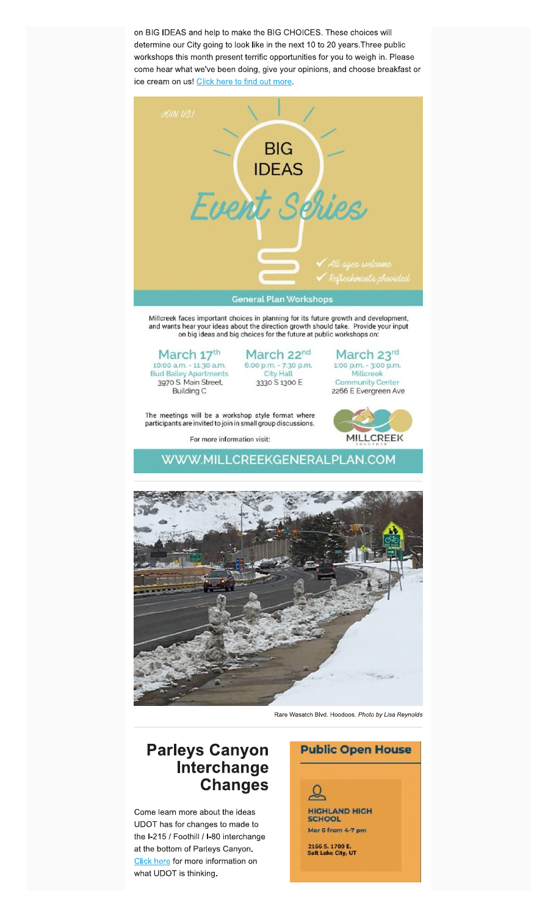on BIG IDEAS and help to make the BIG CHOICES. These choices will determine our City going to look like in the next 10 to 20 years.Three public workshops this month present terrific opportunities for you to weigh in. Please come hear what we've been doing, give your opinions, and choose breakfast or ice cream on us! [Click here to find out more](#).

JOIN US!

# BIG IDEAS Event Series

✓ All ages welcome
✓ Refreshments provided

## General Plan Workshops

Millcreek faces important choices in planning for its future growth and development, and wants hear your ideas about the direction growth should take. Provide your input on big ideas and big choices for the future at public workshops on:

**March 17th**
10:00 a.m. - 11:30 a.m.
Bud Bailey Apartments
3970 S. Main Street, Building C

**March 22nd**
6:00 p.m. - 7:30 p.m.
City Hall
3330 S 1300 E

**March 23rd**
1:00 p.m. - 3:00 p.m.
Millcreek Community Center
2266 E Evergreen Ave

The meetings will be a workshop style format where participants are invited to join in small group discussions.

For more information visit:

MILLCREEK

**WWW.MILLCREEKGENERALPLAN.COM**

Rare Wasatch Blvd. Hoodoos. *Photo by Lisa Reynolds*

## Parleys Canyon Interchange Changes

Come learn more about the ideas UDOT has for changes to made to the I-215 / Foothill / I-80 interchange at the bottom of Parleys Canyon. [Click here](#) for more information on what UDOT is thinking.

**Public Open House**

**HIGHLAND HIGH SCHOOL**
Mar 6 from 4-7 pm

2166 S. 1700 E.
Salt Lake City, UT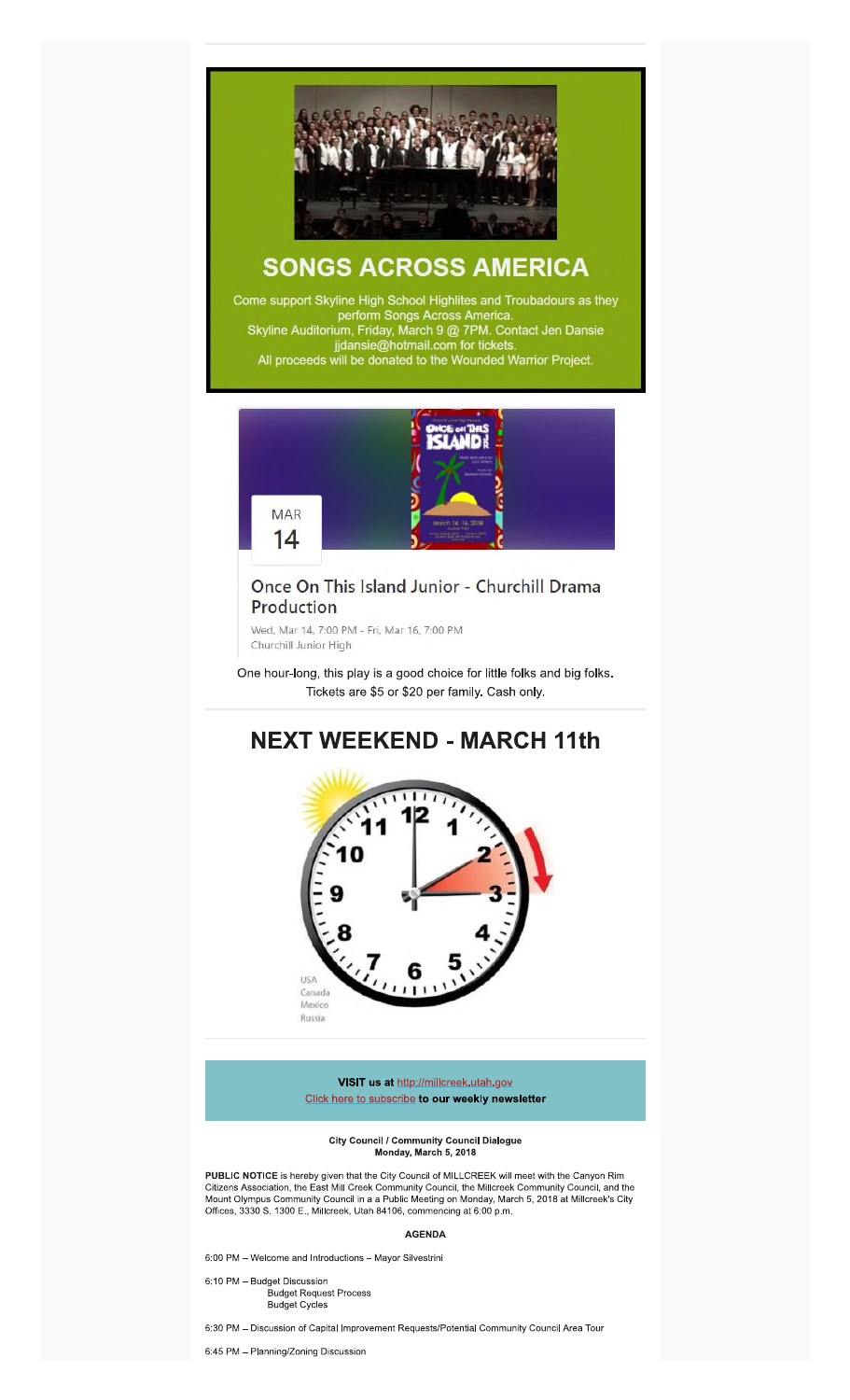## SONGS ACROSS AMERICA

Come support Skyline High School Highlites and Troubadours as they perform Songs Across America.
Skyline Auditorium, Friday, March 9 @ 7PM. Contact Jen Dansie jjdansie@hotmail.com for tickets.
All proceeds will be donated to the Wounded Warrior Project.

MAR
14

### Once On This Island Junior - Churchill Drama Production

Wed, Mar 14, 7:00 PM - Fri, Mar 16, 7:00 PM
Churchill Junior High

One hour-long, this play is a good choice for little folks and big folks. Tickets are $5 or $20 per family. Cash only.

## NEXT WEEKEND - MARCH 11th

USA
Canada
Mexico
Russia

**VISIT us at** http://millcreek.utah.gov
Click here to subscribe **to our weekly newsletter**

**City Council / Community Council Dialogue**
**Monday, March 5, 2018**

**PUBLIC NOTICE** is hereby given that the City Council of MILLCREEK will meet with the Canyon Rim Citizens Association, the East Mill Creek Community Council, the Millcreek Community Council, and the Mount Olympus Community Council in a a Public Meeting on Monday, March 5, 2018 at Millcreek's City Offices, 3330 S. 1300 E., Millcreek, Utah 84106, commencing at 6:00 p.m.

**AGENDA**

6:00 PM – Welcome and Introductions – Mayor Silvestrini

6:10 PM – Budget Discussion
- Budget Request Process
- Budget Cycles

6:30 PM – Discussion of Capital Improvement Requests/Potential Community Council Area Tour

6:45 PM – Planning/Zoning Discussion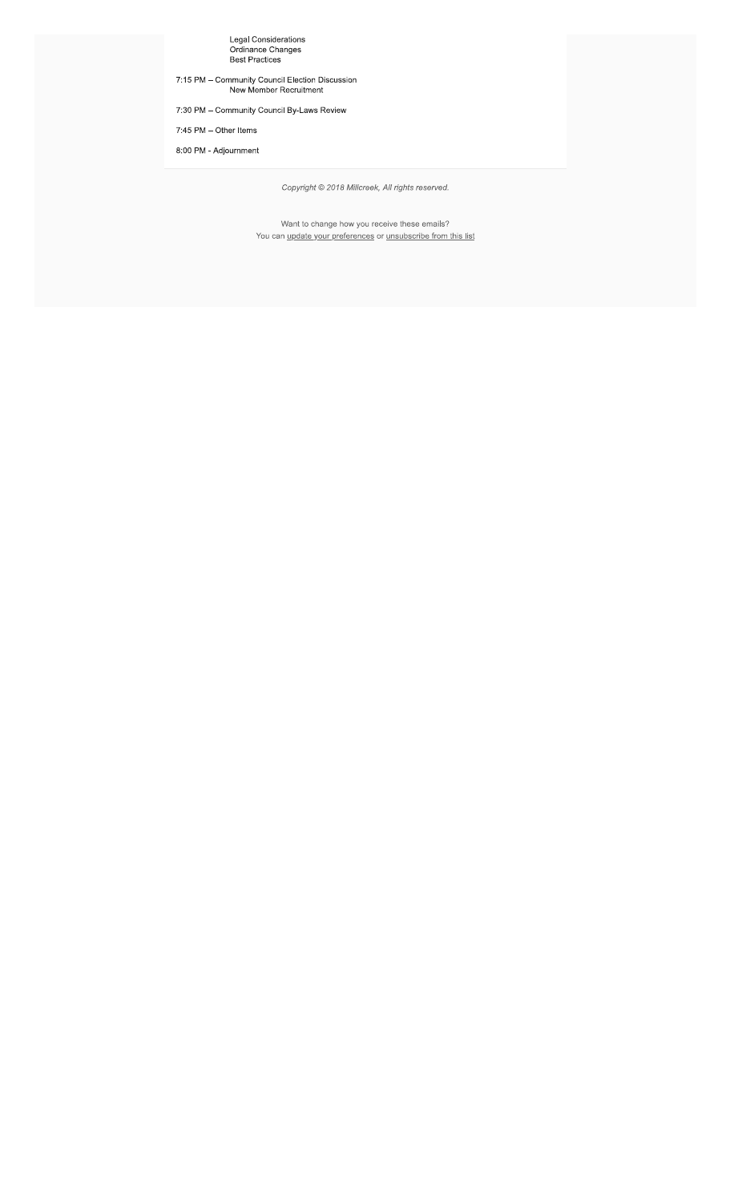- Legal Considerations
- Ordinance Changes
- Best Practices

7:15 PM – Community Council Election Discussion
- New Member Recruitment

7:30 PM – Community Council By-Laws Review

7:45 PM – Other Items

8:00 PM - Adjournment

*Copyright © 2018 Millcreek, All rights reserved.*

Want to change how you receive these emails?
You can update your preferences or unsubscribe from this list